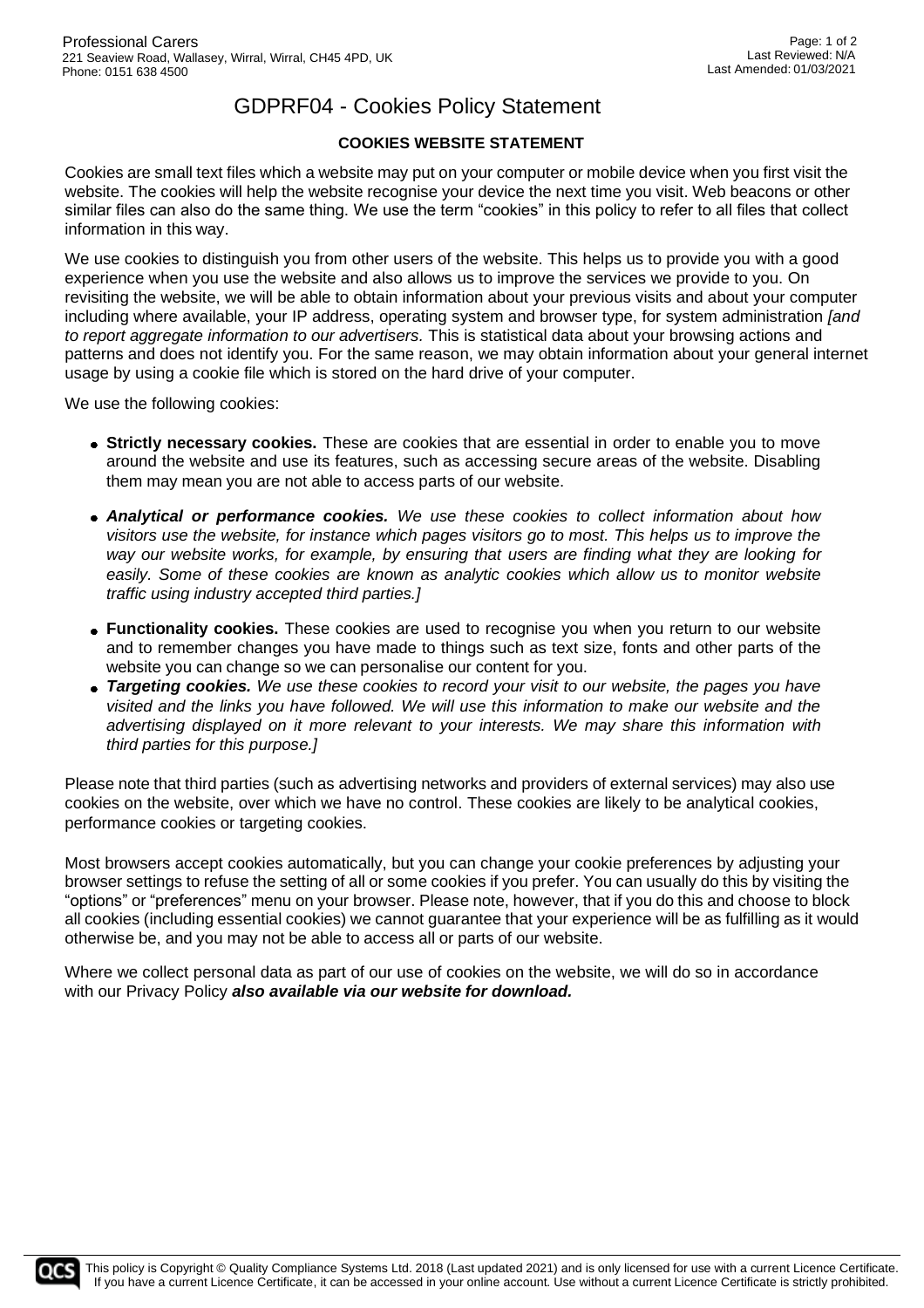# GDPRF04 - Cookies Policy Statement

## COOKIES WEBSITE STATEMENT

Cookies are small text files which a website may put on your computer or mobile device when you first visit the website. The cookies will help the website recognise your device the next time you visit. Web beacons or other similar files can also do the same thing. We use the term "cookies" in this policy to refer to all files that collect information in this way.

We use cookies to distinguish you from other users of the website. This helps us to provide you with a good experience when you use the website and also allows us to improve the services we provide to you. On revisiting the website, we will be able to obtain information about your previous visits and about your computer including where available, your IP address, operating system and browser type, for system administration *[and to report aggregate information to our advertisers*. This is statistical data about your browsing actions and patterns and does not identify you. For the same reason, we may obtain information about your general internet usage by using a cookie file which is stored on the hard drive of your computer.

We use the following cookies:

- **Strictly necessary cookies.** These are cookies that are essential in order to enable you to move around the website and use its features, such as accessing secure areas of the website. Disabling them may mean you are not able to access parts of our website.
- ***Analytical or performance cookies.*** *We use these cookies to collect information about how visitors use the website, for instance which pages visitors go to most. This helps us to improve the way our website works, for example, by ensuring that users are finding what they are looking for easily. Some of these cookies are known as analytic cookies which allow us to monitor website traffic using industry accepted third parties.]*
- **Functionality cookies.** These cookies are used to recognise you when you return to our website and to remember changes you have made to things such as text size, fonts and other parts of the website you can change so we can personalise our content for you.
- ***Targeting cookies.*** *We use these cookies to record your visit to our website, the pages you have visited and the links you have followed. We will use this information to make our website and the advertising displayed on it more relevant to your interests. We may share this information with third parties for this purpose.]*

Please note that third parties (such as advertising networks and providers of external services) may also use cookies on the website, over which we have no control. These cookies are likely to be analytical cookies, performance cookies or targeting cookies.

Most browsers accept cookies automatically, but you can change your cookie preferences by adjusting your browser settings to refuse the setting of all or some cookies if you prefer. You can usually do this by visiting the "options" or "preferences" menu on your browser. Please note, however, that if you do this and choose to block all cookies (including essential cookies) we cannot guarantee that your experience will be as fulfilling as it would otherwise be, and you may not be able to access all or parts of our website.

Where we collect personal data as part of our use of cookies on the website, we will do so in accordance with our Privacy Policy ***also available via our website for download.***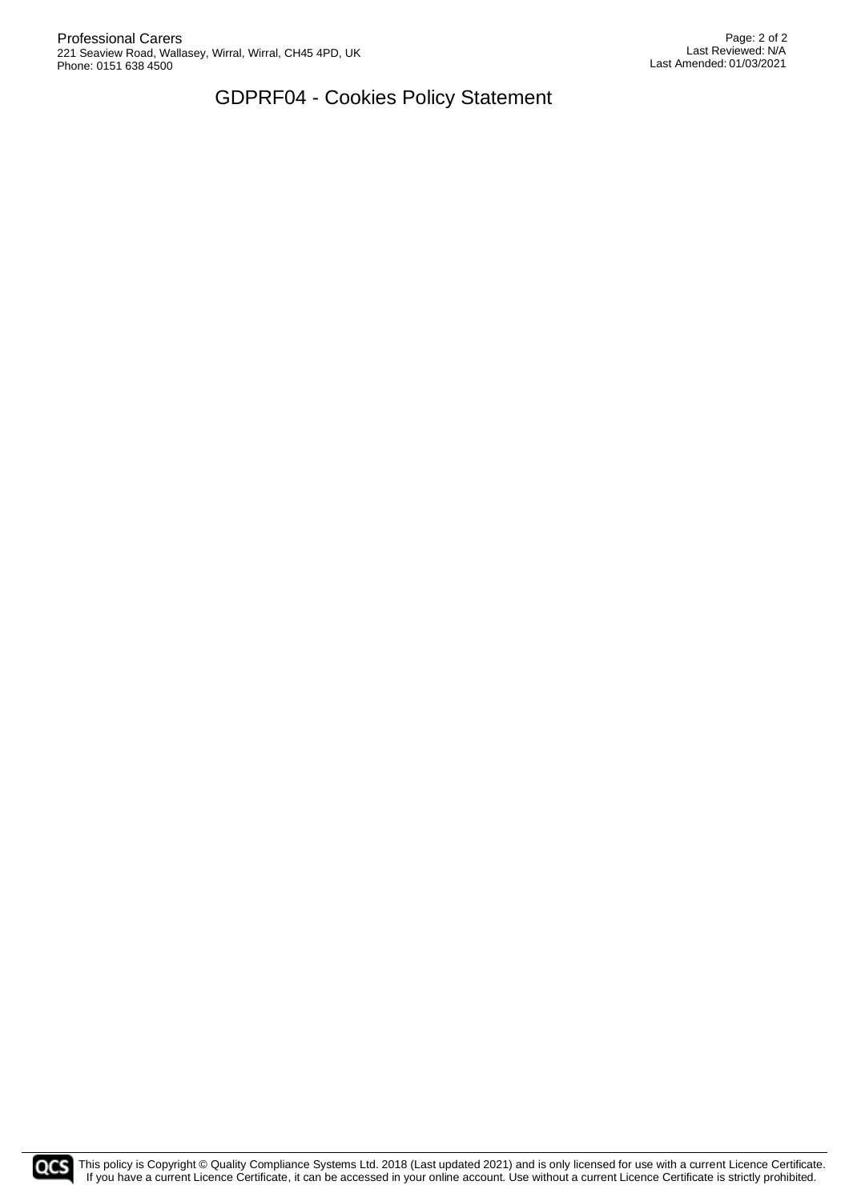# GDPRF04 - Cookies Policy Statement